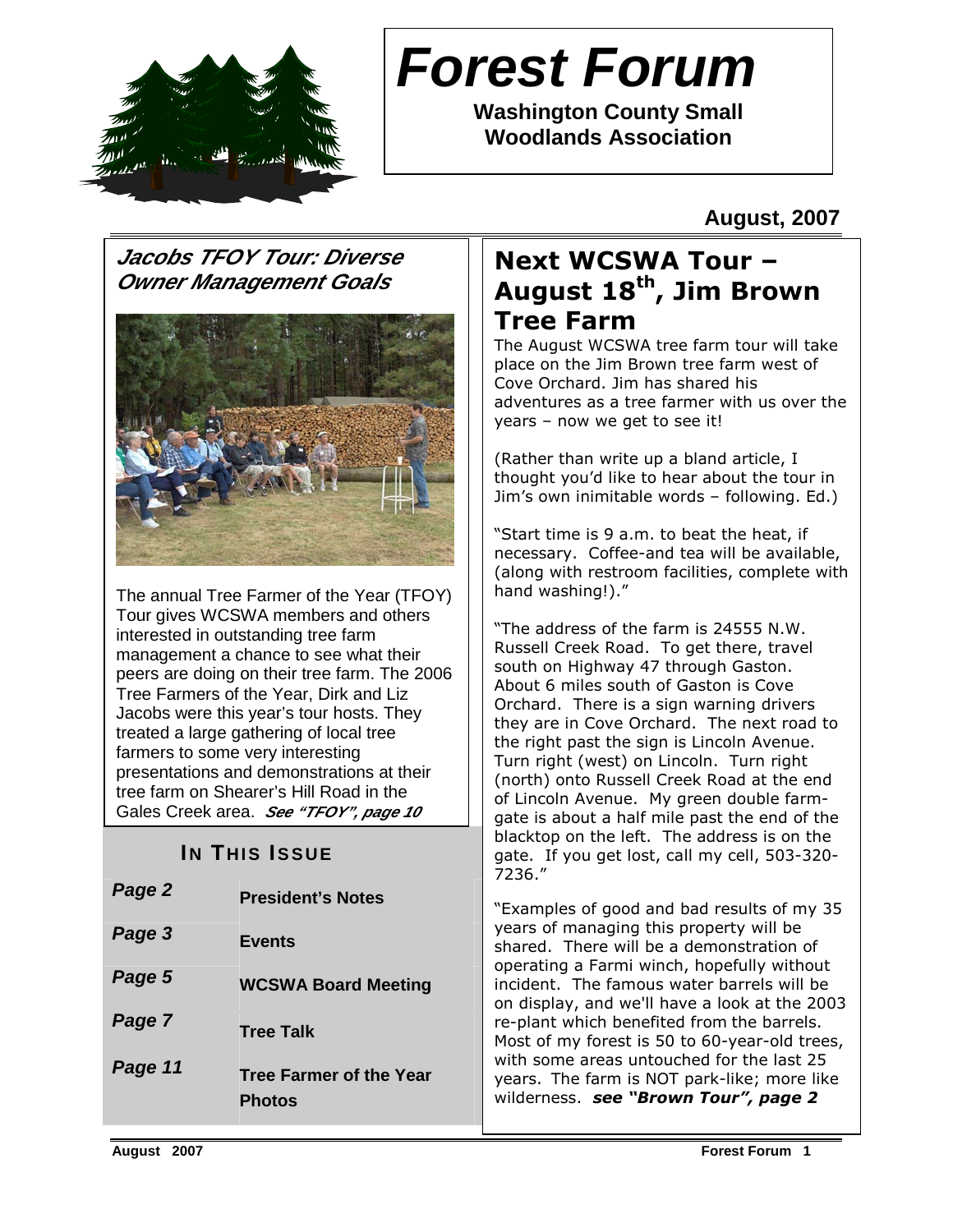# Forest Forum

**Washington County Small Woodlands Association**

**August, 2007**

## *Jacobs TFOY Tour: Diverse Owner Management Goals*

The annual Tree Farmer of the Year (TFOY) Tour gives WCSWA members and others interested in outstanding tree farm management a chance to see what their peers are doing on their tree farm. The 2006 Tree Farmers of the Year, Dirk and Liz Jacobs were this year's tour hosts. They treated a large gathering of local tree farmers to some very interesting presentations and demonstrations at their tree farm on Shearer's Hill Road in the Gales Creek area. ***See "TFOY", page 10***

### IN THIS ISSUE

| | |
|---|---|
| ***Page 2*** | **President's Notes** |
| ***Page 3*** | **Events** |
| ***Page 5*** | **WCSWA Board Meeting** |
| ***Page 7*** | **Tree Talk** |
| ***Page 11*** | **Tree Farmer of the Year Photos** |

## Next WCSWA Tour – August 18th, Jim Brown Tree Farm

The August WCSWA tree farm tour will take place on the Jim Brown tree farm west of Cove Orchard. Jim has shared his adventures as a tree farmer with us over the years – now we get to see it!

(Rather than write up a bland article, I thought you'd like to hear about the tour in Jim's own inimitable words – following. Ed.)

"Start time is 9 a.m. to beat the heat, if necessary. Coffee-and tea will be available, (along with restroom facilities, complete with hand washing!)."

"The address of the farm is 24555 N.W. Russell Creek Road. To get there, travel south on Highway 47 through Gaston. About 6 miles south of Gaston is Cove Orchard. There is a sign warning drivers they are in Cove Orchard. The next road to the right past the sign is Lincoln Avenue. Turn right (west) on Lincoln. Turn right (north) onto Russell Creek Road at the end of Lincoln Avenue. My green double farm-gate is about a half mile past the end of the blacktop on the left. The address is on the gate. If you get lost, call my cell, 503-320-7236."

"Examples of good and bad results of my 35 years of managing this property will be shared. There will be a demonstration of operating a Farmi winch, hopefully without incident. The famous water barrels will be on display, and we'll have a look at the 2003 re-plant which benefited from the barrels. Most of my forest is 50 to 60-year-old trees, with some areas untouched for the last 25 years. The farm is NOT park-like; more like wilderness. ***see "Brown Tour", page 2***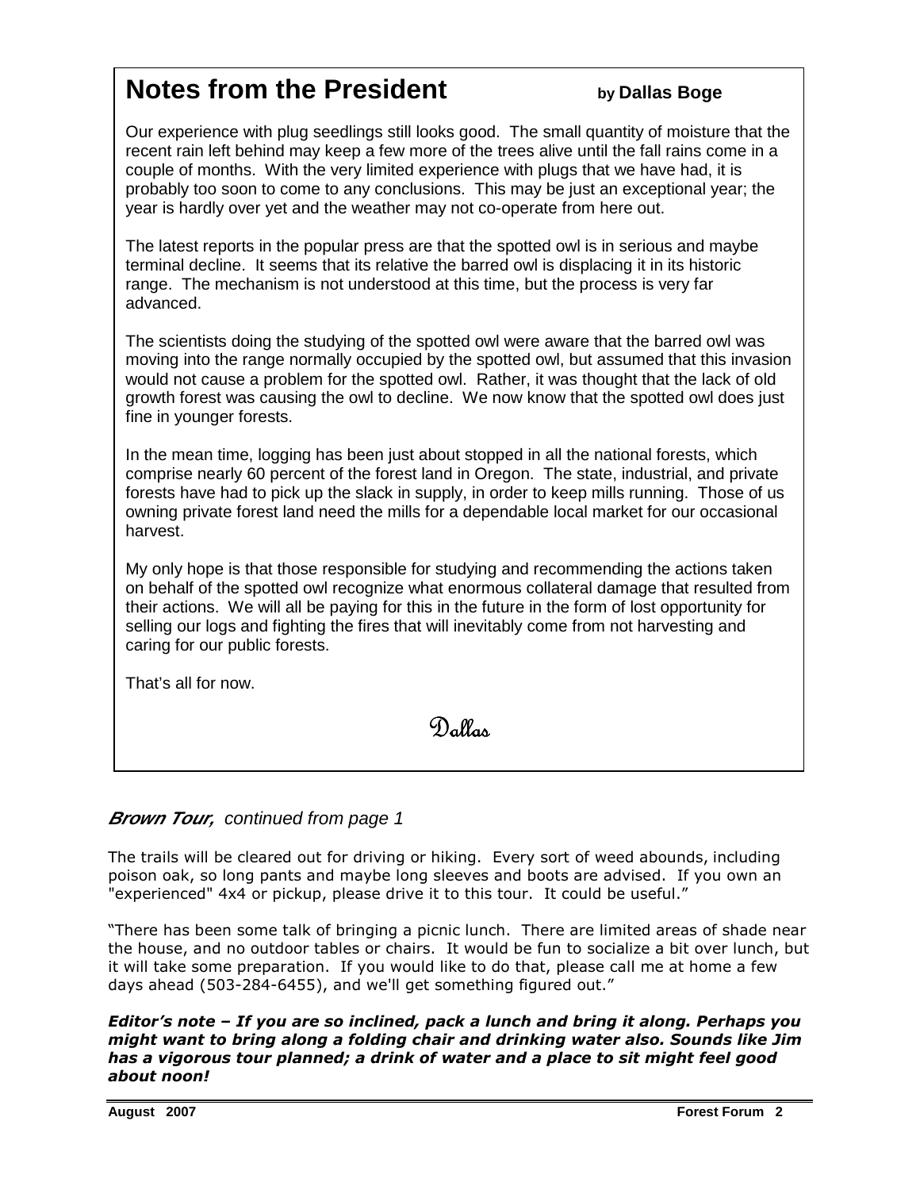## Notes from the President

by **Dallas Boge**

Our experience with plug seedlings still looks good. The small quantity of moisture that the recent rain left behind may keep a few more of the trees alive until the fall rains come in a couple of months. With the very limited experience with plugs that we have had, it is probably too soon to come to any conclusions. This may be just an exceptional year; the year is hardly over yet and the weather may not co-operate from here out.

The latest reports in the popular press are that the spotted owl is in serious and maybe terminal decline. It seems that its relative the barred owl is displacing it in its historic range. The mechanism is not understood at this time, but the process is very far advanced.

The scientists doing the studying of the spotted owl were aware that the barred owl was moving into the range normally occupied by the spotted owl, but assumed that this invasion would not cause a problem for the spotted owl. Rather, it was thought that the lack of old growth forest was causing the owl to decline. We now know that the spotted owl does just fine in younger forests.

In the mean time, logging has been just about stopped in all the national forests, which comprise nearly 60 percent of the forest land in Oregon. The state, industrial, and private forests have had to pick up the slack in supply, in order to keep mills running. Those of us owning private forest land need the mills for a dependable local market for our occasional harvest.

My only hope is that those responsible for studying and recommending the actions taken on behalf of the spotted owl recognize what enormous collateral damage that resulted from their actions. We will all be paying for this in the future in the form of lost opportunity for selling our logs and fighting the fires that will inevitably come from not harvesting and caring for our public forests.

That's all for now.

Dallas

***Brown Tour,*** *continued from page 1*

The trails will be cleared out for driving or hiking. Every sort of weed abounds, including poison oak, so long pants and maybe long sleeves and boots are advised. If you own an "experienced" 4x4 or pickup, please drive it to this tour. It could be useful."

"There has been some talk of bringing a picnic lunch. There are limited areas of shade near the house, and no outdoor tables or chairs. It would be fun to socialize a bit over lunch, but it will take some preparation. If you would like to do that, please call me at home a few days ahead (503-284-6455), and we'll get something figured out."

***Editor's note – If you are so inclined, pack a lunch and bring it along. Perhaps you might want to bring along a folding chair and drinking water also. Sounds like Jim has a vigorous tour planned; a drink of water and a place to sit might feel good about noon!***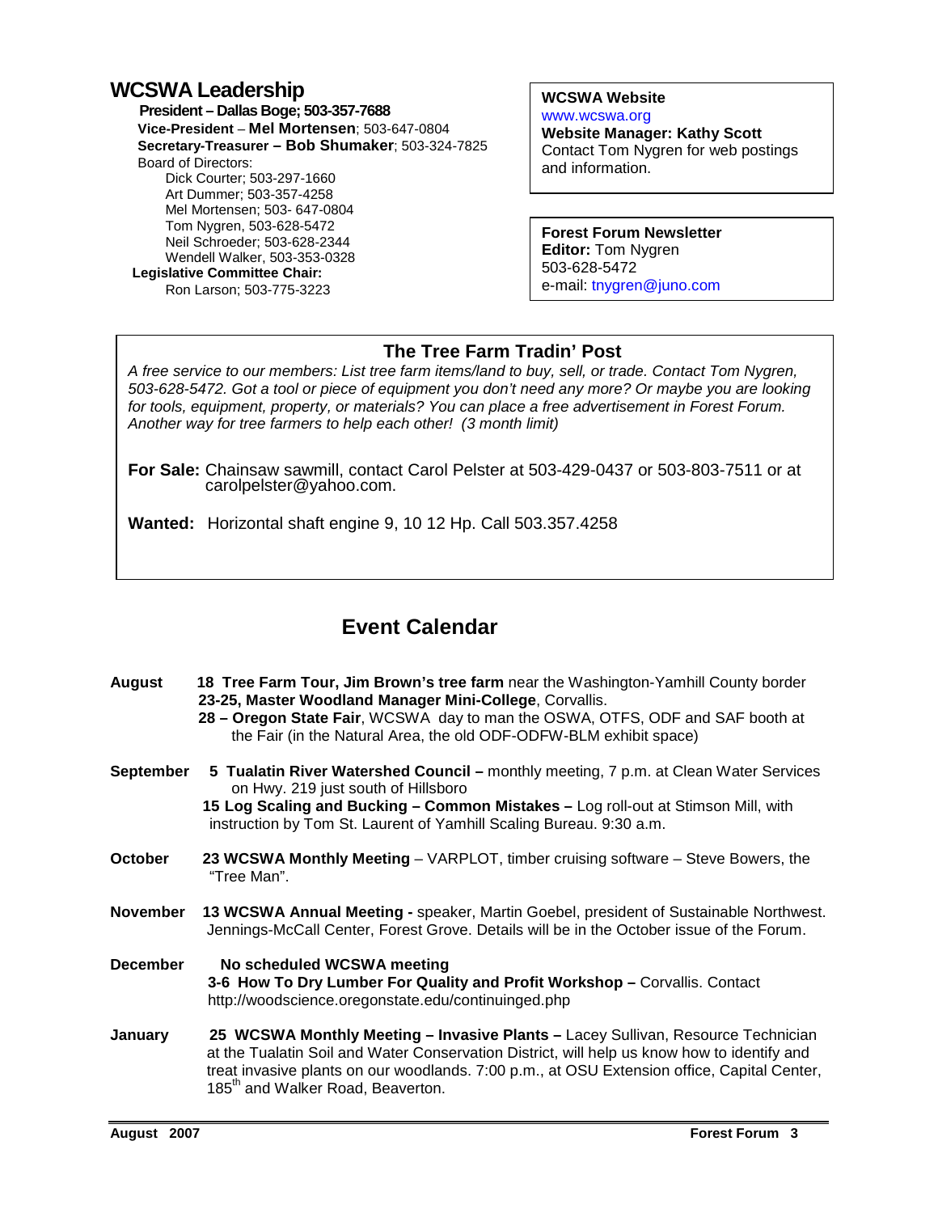## WCSWA Leadership

**President – Dallas Boge; 503-357-7688**
**Vice-President** – **Mel Mortensen**; 503-647-0804
**Secretary-Treasurer – Bob Shumaker**; 503-324-7825
Board of Directors:
Dick Courter; 503-297-1660
Art Dummer; 503-357-4258
Mel Mortensen; 503- 647-0804
Tom Nygren, 503-628-5472
Neil Schroeder; 503-628-2344
Wendell Walker, 503-353-0328
**Legislative Committee Chair:**
Ron Larson; 503-775-3223

**WCSWA Website**
www.wcswa.org
**Website Manager: Kathy Scott**
Contact Tom Nygren for web postings and information.

**Forest Forum Newsletter**
**Editor:** Tom Nygren
503-628-5472
e-mail: tnygren@juno.com

## The Tree Farm Tradin' Post

*A free service to our members: List tree farm items/land to buy, sell, or trade. Contact Tom Nygren, 503-628-5472. Got a tool or piece of equipment you don't need any more? Or maybe you are looking for tools, equipment, property, or materials? You can place a free advertisement in Forest Forum. Another way for tree farmers to help each other! (3 month limit)*

**For Sale:** Chainsaw sawmill, contact Carol Pelster at 503-429-0437 or 503-803-7511 or at carolpelster@yahoo.com.

**Wanted:** Horizontal shaft engine 9, 10 12 Hp. Call 503.357.4258

## Event Calendar

**August**
- **18 Tree Farm Tour, Jim Brown's tree farm** near the Washington-Yamhill County border
- **23-25, Master Woodland Manager Mini-College**, Corvallis.
- **28 – Oregon State Fair**, WCSWA day to man the OSWA, OTFS, ODF and SAF booth at the Fair (in the Natural Area, the old ODF-ODFW-BLM exhibit space)

**September**
- **5 Tualatin River Watershed Council –** monthly meeting, 7 p.m. at Clean Water Services on Hwy. 219 just south of Hillsboro
- **15 Log Scaling and Bucking – Common Mistakes –** Log roll-out at Stimson Mill, with instruction by Tom St. Laurent of Yamhill Scaling Bureau. 9:30 a.m.

**October**
- **23 WCSWA Monthly Meeting** – VARPLOT, timber cruising software – Steve Bowers, the "Tree Man".

**November**
- **13 WCSWA Annual Meeting -** speaker, Martin Goebel, president of Sustainable Northwest. Jennings-McCall Center, Forest Grove. Details will be in the October issue of the Forum.

**December**
- **No scheduled WCSWA meeting**
- **3-6 How To Dry Lumber For Quality and Profit Workshop –** Corvallis. Contact http://woodscience.oregonstate.edu/continuinged.php

**January**
- **25 WCSWA Monthly Meeting – Invasive Plants –** Lacey Sullivan, Resource Technician at the Tualatin Soil and Water Conservation District, will help us know how to identify and treat invasive plants on our woodlands. 7:00 p.m., at OSU Extension office, Capital Center, 185th and Walker Road, Beaverton.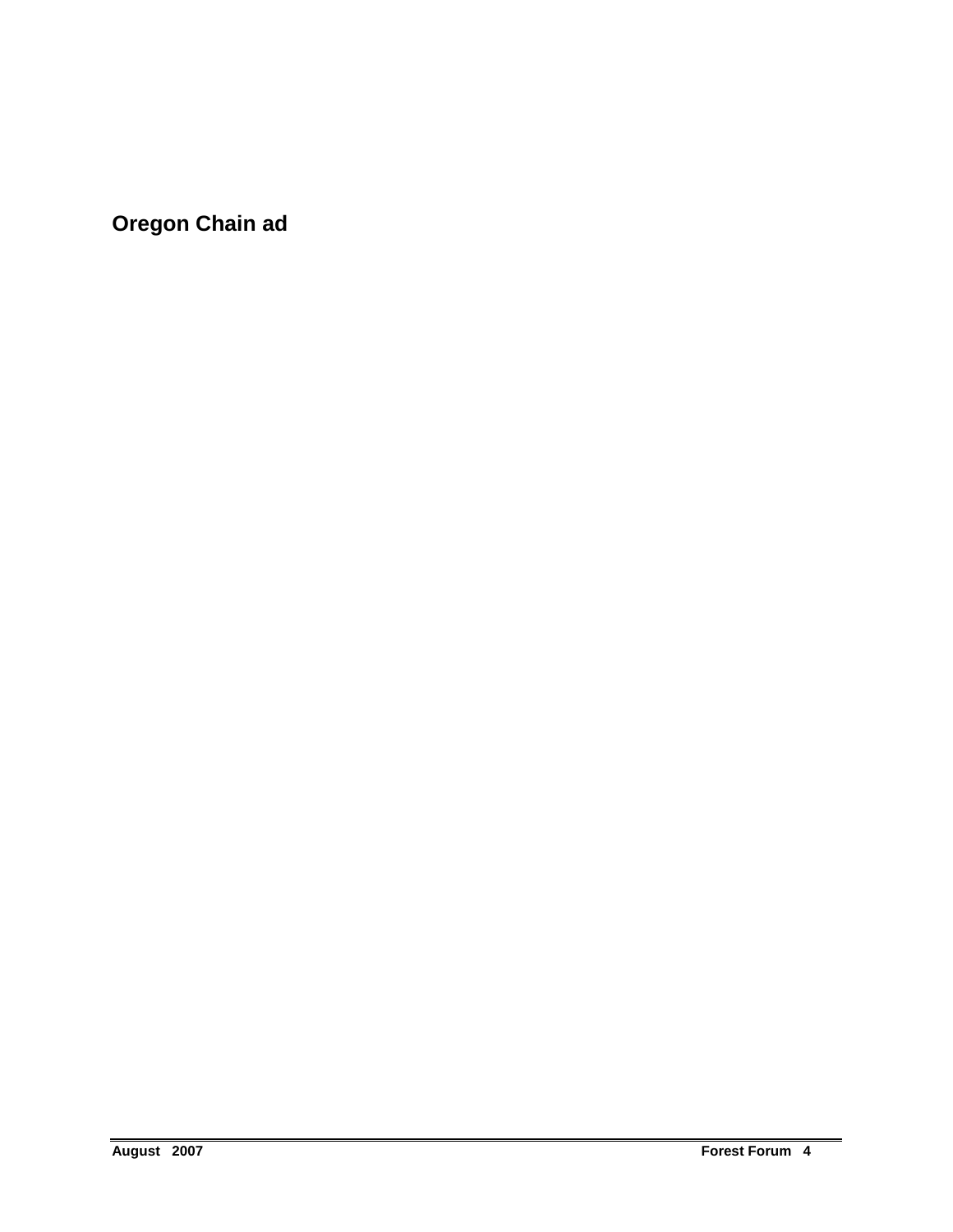**Oregon Chain ad**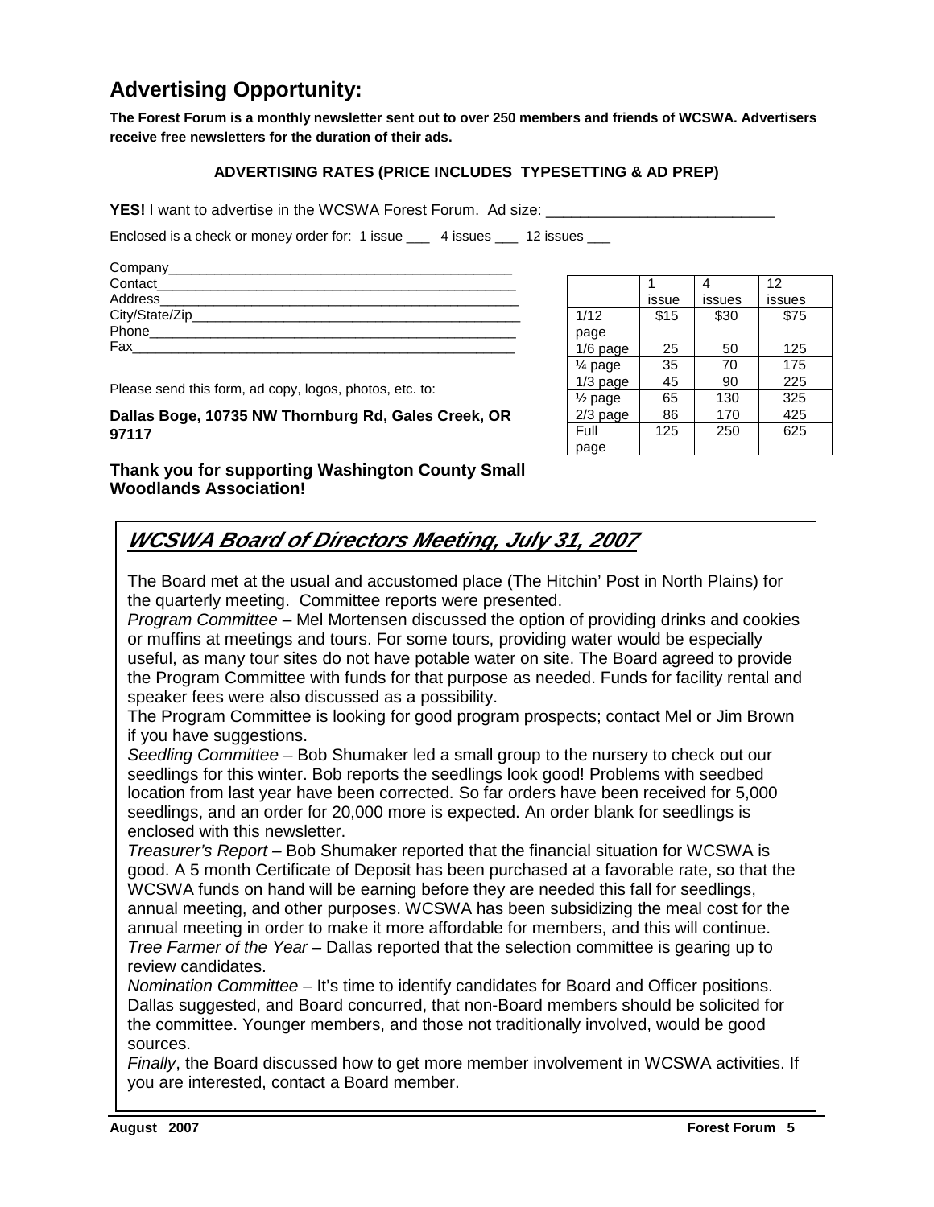## Advertising Opportunity:

**The Forest Forum is a monthly newsletter sent out to over 250 members and friends of WCSWA. Advertisers receive free newsletters for the duration of their ads.**

**ADVERTISING RATES (PRICE INCLUDES TYPESETTING & AD PREP)**

**YES!** I want to advertise in the WCSWA Forest Forum. Ad size: ___________________________

Enclosed is a check or money order for: 1 issue ___ 4 issues ___ 12 issues ___

Company_____________________________________________
Contact______________________________________________
Address______________________________________________
City/State/Zip_________________________________________
Phone_______________________________________________
Fax_________________________________________________

| | 1 issue | 4 issues | 12 issues |
|---|---|---|---|
| 1/12 page | $15 | $30 | $75 |
| 1/6 page | 25 | 50 | 125 |
| ¼ page | 35 | 70 | 175 |
| 1/3 page | 45 | 90 | 225 |
| ½ page | 65 | 130 | 325 |
| 2/3 page | 86 | 170 | 425 |
| Full page | 125 | 250 | 625 |

Please send this form, ad copy, logos, photos, etc. to:

**Dallas Boge, 10735 NW Thornburg Rd, Gales Creek, OR 97117**

**Thank you for supporting Washington County Small Woodlands Association!**

## *WCSWA Board of Directors Meeting, July 31, 2007*

The Board met at the usual and accustomed place (The Hitchin' Post in North Plains) for the quarterly meeting. Committee reports were presented.

*Program Committee* – Mel Mortensen discussed the option of providing drinks and cookies or muffins at meetings and tours. For some tours, providing water would be especially useful, as many tour sites do not have potable water on site. The Board agreed to provide the Program Committee with funds for that purpose as needed. Funds for facility rental and speaker fees were also discussed as a possibility.

The Program Committee is looking for good program prospects; contact Mel or Jim Brown if you have suggestions.

*Seedling Committee* – Bob Shumaker led a small group to the nursery to check out our seedlings for this winter. Bob reports the seedlings look good! Problems with seedbed location from last year have been corrected. So far orders have been received for 5,000 seedlings, and an order for 20,000 more is expected. An order blank for seedlings is enclosed with this newsletter.

*Treasurer's Report* – Bob Shumaker reported that the financial situation for WCSWA is good. A 5 month Certificate of Deposit has been purchased at a favorable rate, so that the WCSWA funds on hand will be earning before they are needed this fall for seedlings, annual meeting, and other purposes. WCSWA has been subsidizing the meal cost for the annual meeting in order to make it more affordable for members, and this will continue.

*Tree Farmer of the Year* – Dallas reported that the selection committee is gearing up to review candidates.

*Nomination Committee* – It's time to identify candidates for Board and Officer positions. Dallas suggested, and Board concurred, that non-Board members should be solicited for the committee. Younger members, and those not traditionally involved, would be good sources.

*Finally*, the Board discussed how to get more member involvement in WCSWA activities. If you are interested, contact a Board member.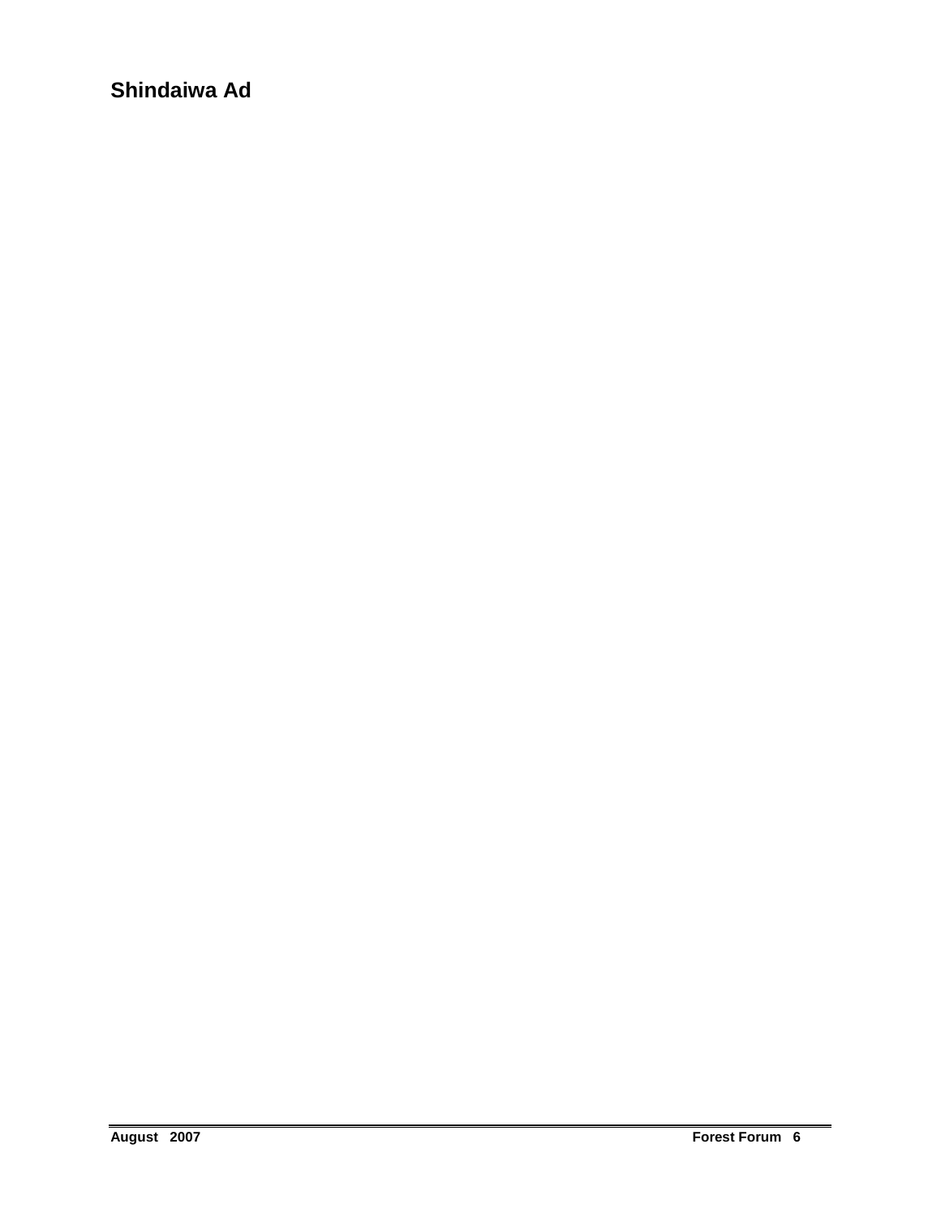## Shindaiwa Ad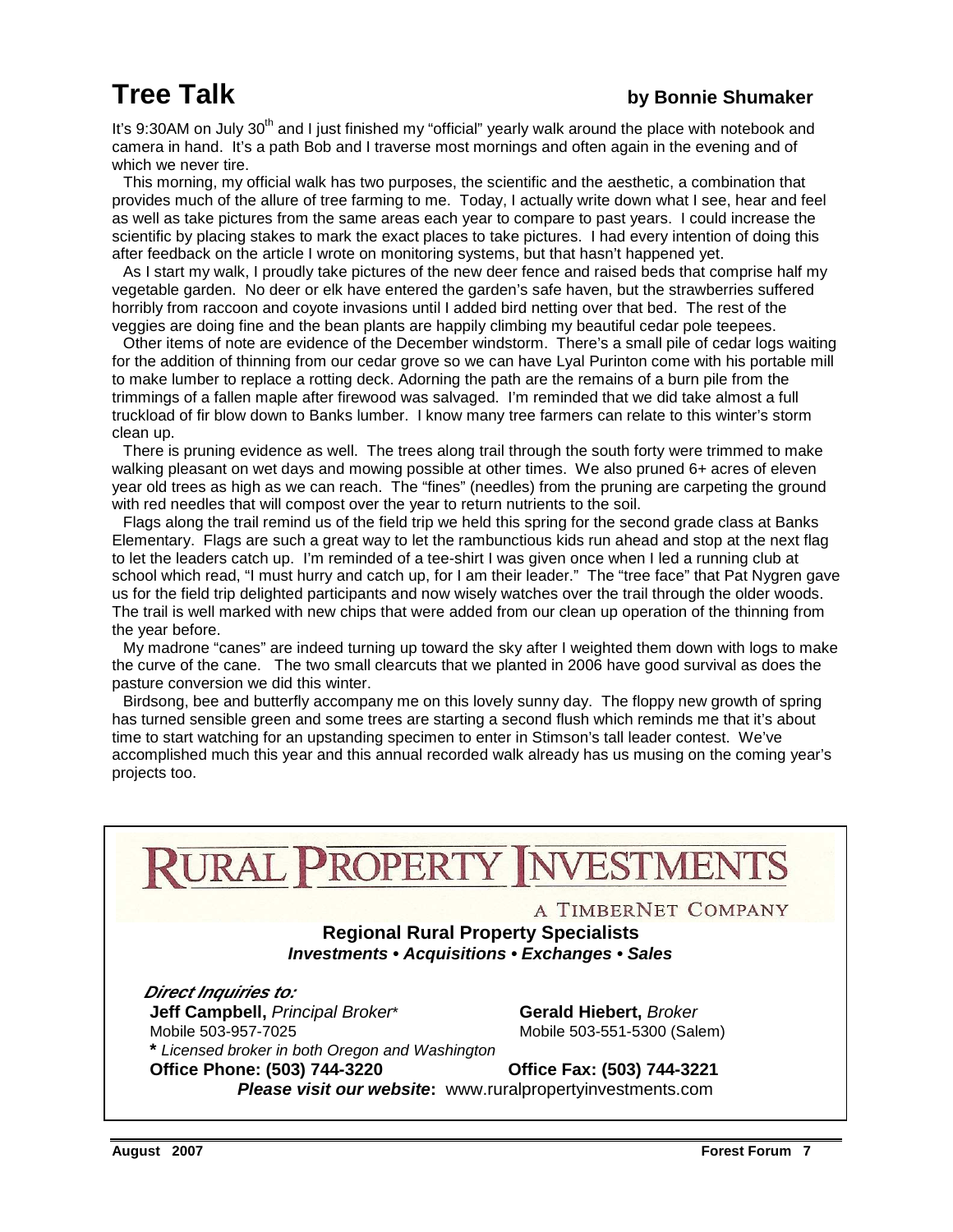# Tree Talk

**by Bonnie Shumaker**

It's 9:30AM on July 30th and I just finished my "official" yearly walk around the place with notebook and camera in hand. It's a path Bob and I traverse most mornings and often again in the evening and of which we never tire.

This morning, my official walk has two purposes, the scientific and the aesthetic, a combination that provides much of the allure of tree farming to me. Today, I actually write down what I see, hear and feel as well as take pictures from the same areas each year to compare to past years. I could increase the scientific by placing stakes to mark the exact places to take pictures. I had every intention of doing this after feedback on the article I wrote on monitoring systems, but that hasn't happened yet.

As I start my walk, I proudly take pictures of the new deer fence and raised beds that comprise half my vegetable garden. No deer or elk have entered the garden's safe haven, but the strawberries suffered horribly from raccoon and coyote invasions until I added bird netting over that bed. The rest of the veggies are doing fine and the bean plants are happily climbing my beautiful cedar pole teepees.

Other items of note are evidence of the December windstorm. There's a small pile of cedar logs waiting for the addition of thinning from our cedar grove so we can have Lyal Purinton come with his portable mill to make lumber to replace a rotting deck. Adorning the path are the remains of a burn pile from the trimmings of a fallen maple after firewood was salvaged. I'm reminded that we did take almost a full truckload of fir blow down to Banks lumber. I know many tree farmers can relate to this winter's storm clean up.

There is pruning evidence as well. The trees along trail through the south forty were trimmed to make walking pleasant on wet days and mowing possible at other times. We also pruned 6+ acres of eleven year old trees as high as we can reach. The "fines" (needles) from the pruning are carpeting the ground with red needles that will compost over the year to return nutrients to the soil.

Flags along the trail remind us of the field trip we held this spring for the second grade class at Banks Elementary. Flags are such a great way to let the rambunctious kids run ahead and stop at the next flag to let the leaders catch up. I'm reminded of a tee-shirt I was given once when I led a running club at school which read, "I must hurry and catch up, for I am their leader." The "tree face" that Pat Nygren gave us for the field trip delighted participants and now wisely watches over the trail through the older woods. The trail is well marked with new chips that were added from our clean up operation of the thinning from the year before.

My madrone "canes" are indeed turning up toward the sky after I weighted them down with logs to make the curve of the cane. The two small clearcuts that we planted in 2006 have good survival as does the pasture conversion we did this winter.

Birdsong, bee and butterfly accompany me on this lovely sunny day. The floppy new growth of spring has turned sensible green and some trees are starting a second flush which reminds me that it's about time to start watching for an upstanding specimen to enter in Stimson's tall leader contest. We've accomplished much this year and this annual recorded walk already has us musing on the coming year's projects too.

---

**RURAL PROPERTY INVESTMENTS**

A TIMBERNET COMPANY

**Regional Rural Property Specialists**

***Investments • Acquisitions • Exchanges • Sales***

***Direct Inquiries to:***

**Jeff Campbell,** *Principal Broker**
Mobile 503-957-7025

**Gerald Hiebert,** *Broker*
Mobile 503-551-5300 (Salem)

**\*** *Licensed broker in both Oregon and Washington*

**Office Phone: (503) 744-3220** **Office Fax: (503) 744-3221**

***Please visit our website*:** www.ruralpropertyinvestments.com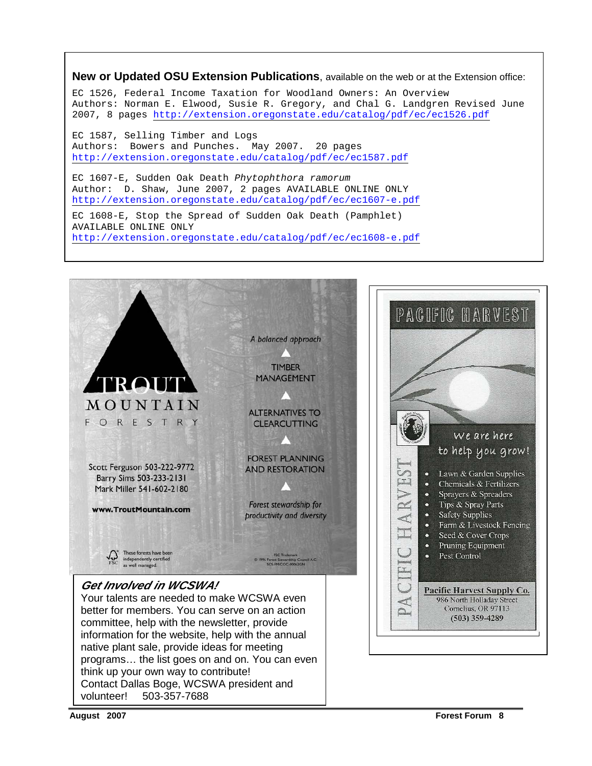**New or Updated OSU Extension Publications**, available on the web or at the Extension office:

EC 1526, Federal Income Taxation for Woodland Owners: An Overview
Authors: Norman E. Elwood, Susie R. Gregory, and Chal G. Landgren Revised June 2007, 8 pages http://extension.oregonstate.edu/catalog/pdf/ec/ec1526.pdf

EC 1587, Selling Timber and Logs
Authors: Bowers and Punches. May 2007. 20 pages
http://extension.oregonstate.edu/catalog/pdf/ec/ec1587.pdf

EC 1607-E, Sudden Oak Death *Phytophthora ramorum*
Author: D. Shaw, June 2007, 2 pages AVAILABLE ONLINE ONLY
http://extension.oregonstate.edu/catalog/pdf/ec/ec1607-e.pdf

EC 1608-E, Stop the Spread of Sudden Oak Death (Pamphlet)
AVAILABLE ONLINE ONLY
http://extension.oregonstate.edu/catalog/pdf/ec/ec1608-e.pdf

TROUT MOUNTAIN FORESTRY

Scott Ferguson 503-222-9772
Barry Sims 503-233-2131
Mark Miller 541-602-2180

www.TroutMountain.com

*A balanced approach*

TIMBER MANAGEMENT

ALTERNATIVES TO CLEARCUTTING

FOREST PLANNING AND RESTORATION

*Forest stewardship for productivity and diversity*

These forests have been independently certified as well managed.

FSC Trademark © 1996 Forest Stewardship Council A.C. SCS-FM/COC-00062GN

PACIFIC HARVEST

We are here to help you grow!

- Lawn & Garden Supplies
- Chemicals & Fertilizers
- Sprayers & Spreaders
- Tips & Spray Parts
- Safety Supplies
- Farm & Livestock Fencing
- Seed & Cover Crops
- Pruning Equipment
- Pest Control

**Pacific Harvest Supply Co.**
986 North Holladay Street
Cornelius, OR 97113
(503) 359-4289

### *Get Involved in WCSWA!*

Your talents are needed to make WCSWA even better for members. You can serve on an action committee, help with the newsletter, provide information for the website, help with the annual native plant sale, provide ideas for meeting programs… the list goes on and on. You can even think up your own way to contribute!
Contact Dallas Boge, WCSWA president and volunteer! 503-357-7688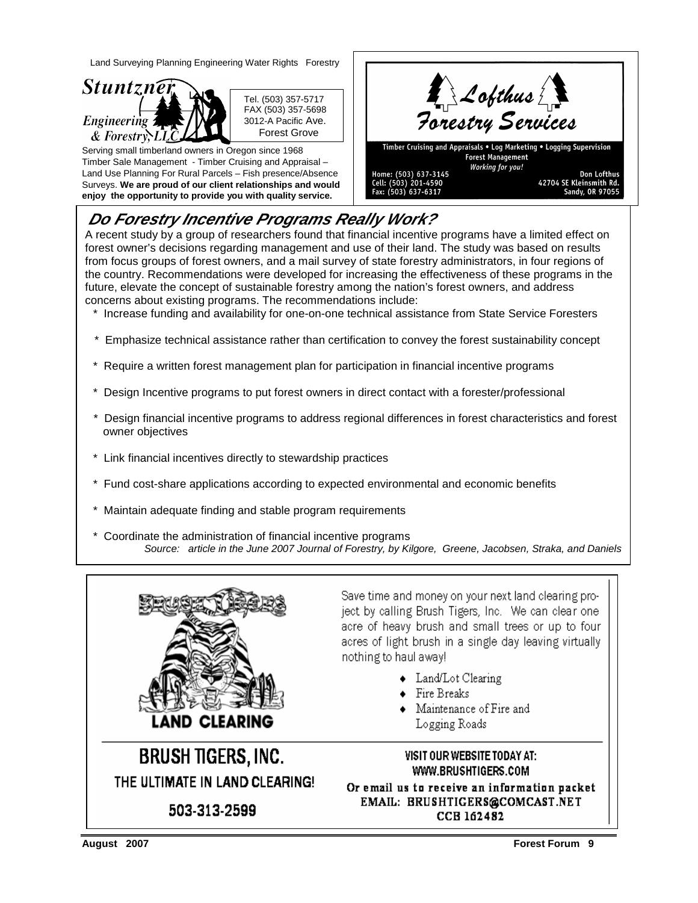Land Surveying Planning Engineering Water Rights Forestry

**Stuntzner Engineering & Forestry, LLC**

Tel. (503) 357-5717
FAX (503) 357-5698
3012-A Pacific Ave.
Forest Grove

Serving small timberland owners in Oregon since 1968
Timber Sale Management - Timber Cruising and Appraisal – Land Use Planning For Rural Parcels – Fish presence/Absence Surveys. **We are proud of our client relationships and would enjoy the opportunity to provide you with quality service.**

**Lofthus Forestry Services**

Timber Cruising and Appraisals • Log Marketing • Logging Supervision
Forest Management
*Working for you!*

Home: (503) 637-3145
Cell: (503) 201-4590
Fax: (503) 637-6317

Don Lofthus
42704 SE Kleinsmith Rd.
Sandy, OR 97055

## *Do Forestry Incentive Programs Really Work?*

A recent study by a group of researchers found that financial incentive programs have a limited effect on forest owner's decisions regarding management and use of their land. The study was based on results from focus groups of forest owners, and a mail survey of state forestry administrators, in four regions of the country. Recommendations were developed for increasing the effectiveness of these programs in the future, elevate the concept of sustainable forestry among the nation's forest owners, and address concerns about existing programs. The recommendations include:

* Increase funding and availability for one-on-one technical assistance from State Service Foresters
* Emphasize technical assistance rather than certification to convey the forest sustainability concept
* Require a written forest management plan for participation in financial incentive programs
* Design Incentive programs to put forest owners in direct contact with a forester/professional
* Design financial incentive programs to address regional differences in forest characteristics and forest owner objectives
* Link financial incentives directly to stewardship practices
* Fund cost-share applications according to expected environmental and economic benefits
* Maintain adequate finding and stable program requirements
* Coordinate the administration of financial incentive programs

*Source: article in the June 2007 Journal of Forestry, by Kilgore, Greene, Jacobsen, Straka, and Daniels*

BRUSH TIGERS
LAND CLEARING

Save time and money on your next land clearing project by calling Brush Tigers, Inc. We can clear one acre of heavy brush and small trees or up to four acres of light brush in a single day leaving virtually nothing to haul away!

- Land/Lot Clearing
- Fire Breaks
- Maintenance of Fire and Logging Roads

**BRUSH TIGERS, INC.**
THE ULTIMATE IN LAND CLEARING!
503-313-2599

VISIT OUR WEBSITE TODAY AT:
WWW.BRUSHTIGERS.COM
Or email us to receive an information packet
EMAIL: BRUSHTIGERS@COMCAST.NET
CCB 162482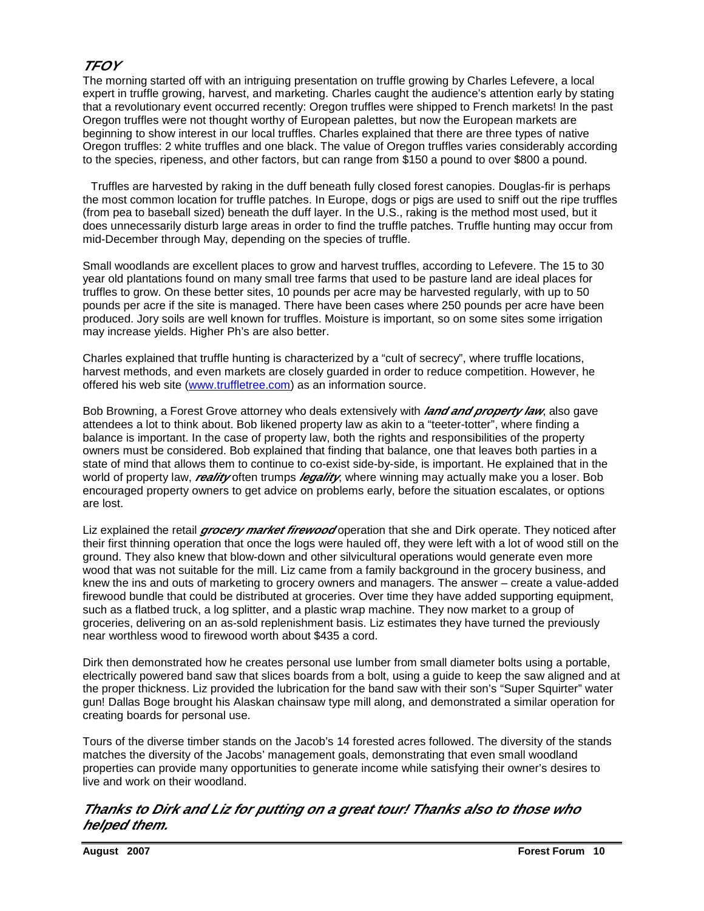## *TFOY*

The morning started off with an intriguing presentation on truffle growing by Charles Lefevere, a local expert in truffle growing, harvest, and marketing. Charles caught the audience's attention early by stating that a revolutionary event occurred recently: Oregon truffles were shipped to French markets! In the past Oregon truffles were not thought worthy of European palettes, but now the European markets are beginning to show interest in our local truffles. Charles explained that there are three types of native Oregon truffles: 2 white truffles and one black. The value of Oregon truffles varies considerably according to the species, ripeness, and other factors, but can range from $150 a pound to over $800 a pound.

Truffles are harvested by raking in the duff beneath fully closed forest canopies. Douglas-fir is perhaps the most common location for truffle patches. In Europe, dogs or pigs are used to sniff out the ripe truffles (from pea to baseball sized) beneath the duff layer. In the U.S., raking is the method most used, but it does unnecessarily disturb large areas in order to find the truffle patches. Truffle hunting may occur from mid-December through May, depending on the species of truffle.

Small woodlands are excellent places to grow and harvest truffles, according to Lefevere. The 15 to 30 year old plantations found on many small tree farms that used to be pasture land are ideal places for truffles to grow. On these better sites, 10 pounds per acre may be harvested regularly, with up to 50 pounds per acre if the site is managed. There have been cases where 250 pounds per acre have been produced. Jory soils are well known for truffles. Moisture is important, so on some sites some irrigation may increase yields. Higher Ph's are also better.

Charles explained that truffle hunting is characterized by a "cult of secrecy", where truffle locations, harvest methods, and even markets are closely guarded in order to reduce competition. However, he offered his web site (www.truffletree.com) as an information source.

Bob Browning, a Forest Grove attorney who deals extensively with ***land and property law***, also gave attendees a lot to think about. Bob likened property law as akin to a "teeter-totter", where finding a balance is important. In the case of property law, both the rights and responsibilities of the property owners must be considered. Bob explained that finding that balance, one that leaves both parties in a state of mind that allows them to continue to co-exist side-by-side, is important. He explained that in the world of property law, ***reality*** often trumps ***legality***, where winning may actually make you a loser. Bob encouraged property owners to get advice on problems early, before the situation escalates, or options are lost.

Liz explained the retail ***grocery market firewood*** operation that she and Dirk operate. They noticed after their first thinning operation that once the logs were hauled off, they were left with a lot of wood still on the ground. They also knew that blow-down and other silvicultural operations would generate even more wood that was not suitable for the mill. Liz came from a family background in the grocery business, and knew the ins and outs of marketing to grocery owners and managers. The answer – create a value-added firewood bundle that could be distributed at groceries. Over time they have added supporting equipment, such as a flatbed truck, a log splitter, and a plastic wrap machine. They now market to a group of groceries, delivering on an as-sold replenishment basis. Liz estimates they have turned the previously near worthless wood to firewood worth about $435 a cord.

Dirk then demonstrated how he creates personal use lumber from small diameter bolts using a portable, electrically powered band saw that slices boards from a bolt, using a guide to keep the saw aligned and at the proper thickness. Liz provided the lubrication for the band saw with their son's "Super Squirter" water gun! Dallas Boge brought his Alaskan chainsaw type mill along, and demonstrated a similar operation for creating boards for personal use.

Tours of the diverse timber stands on the Jacob's 14 forested acres followed. The diversity of the stands matches the diversity of the Jacobs' management goals, demonstrating that even small woodland properties can provide many opportunities to generate income while satisfying their owner's desires to live and work on their woodland.

### ***Thanks to Dirk and Liz for putting on a great tour! Thanks also to those who helped them.***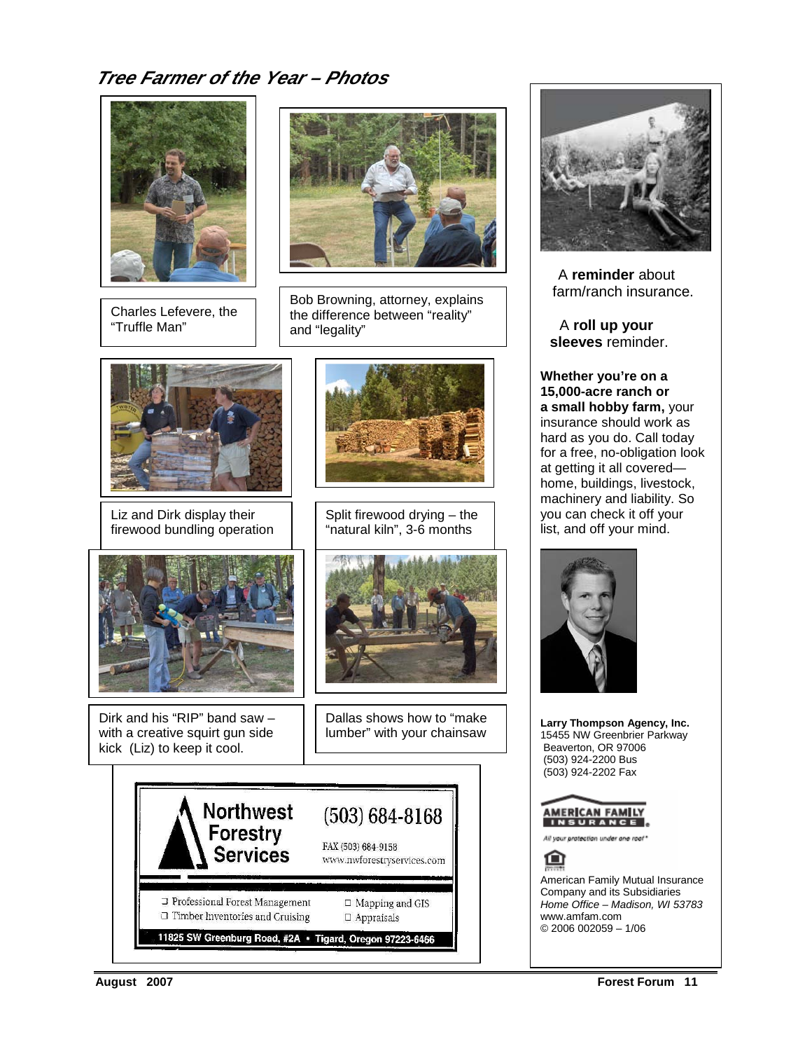## *Tree Farmer of the Year – Photos*

Charles Lefevere, the "Truffle Man"

Bob Browning, attorney, explains the difference between "reality" and "legality"

Liz and Dirk display their firewood bundling operation

Split firewood drying – the "natural kiln", 3-6 months

Dirk and his "RIP" band saw – with a creative squirt gun side kick (Liz) to keep it cool.

Dallas shows how to "make lumber" with your chainsaw

**Northwest Forestry Services**

(503) 684-8168

FAX (503) 684-9158
www.nwforestryservices.com

- Professional Forest Management
- Timber Inventories and Cruising
- Mapping and GIS
- Appraisals

11825 SW Greenburg Road, #2A • Tigard, Oregon 97223-6466

---

A **reminder** about farm/ranch insurance.

A **roll up your sleeves** reminder.

**Whether you're on a 15,000-acre ranch or a small hobby farm,** your insurance should work as hard as you do. Call today for a free, no-obligation look at getting it all covered—home, buildings, livestock, machinery and liability. So you can check it off your list, and off your mind.

**Larry Thompson Agency, Inc.**
15455 NW Greenbrier Parkway
Beaverton, OR 97006
(503) 924-2200 Bus
(503) 924-2202 Fax

AMERICAN FAMILY INSURANCE
*All your protection under one roof®*

American Family Mutual Insurance Company and its Subsidiaries
*Home Office – Madison, WI 53783*
www.amfam.com
© 2006 002059 – 1/06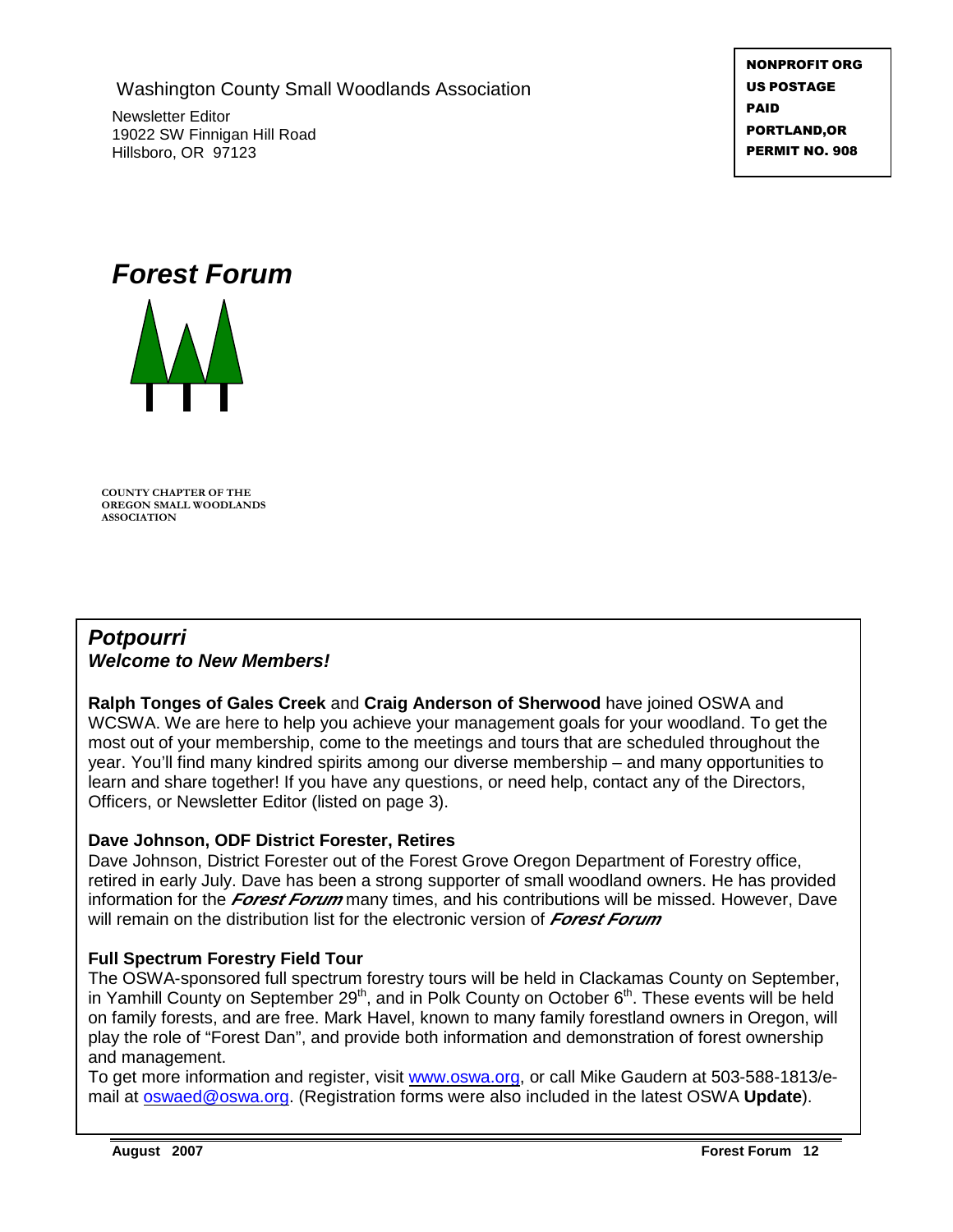Washington County Small Woodlands Association

Newsletter Editor
19022 SW Finnigan Hill Road
Hillsboro, OR 97123

NONPROFIT ORG
US POSTAGE
PAID
PORTLAND,OR
PERMIT NO. 908

# *Forest Forum*

COUNTY CHAPTER OF THE
OREGON SMALL WOODLANDS
ASSOCIATION

## *Potpourri*

### *Welcome to New Members!*

**Ralph Tonges of Gales Creek** and **Craig Anderson of Sherwood** have joined OSWA and WCSWA. We are here to help you achieve your management goals for your woodland. To get the most out of your membership, come to the meetings and tours that are scheduled throughout the year. You'll find many kindred spirits among our diverse membership – and many opportunities to learn and share together! If you have any questions, or need help, contact any of the Directors, Officers, or Newsletter Editor (listed on page 3).

### Dave Johnson, ODF District Forester, Retires

Dave Johnson, District Forester out of the Forest Grove Oregon Department of Forestry office, retired in early July. Dave has been a strong supporter of small woodland owners. He has provided information for the ***Forest Forum*** many times, and his contributions will be missed. However, Dave will remain on the distribution list for the electronic version of ***Forest Forum***

### Full Spectrum Forestry Field Tour

The OSWA-sponsored full spectrum forestry tours will be held in Clackamas County on September, in Yamhill County on September 29th, and in Polk County on October 6th. These events will be held on family forests, and are free. Mark Havel, known to many family forestland owners in Oregon, will play the role of "Forest Dan", and provide both information and demonstration of forest ownership and management.

To get more information and register, visit www.oswa.org, or call Mike Gaudern at 503-588-1813/e-mail at oswaed@oswa.org. (Registration forms were also included in the latest OSWA **Update**).